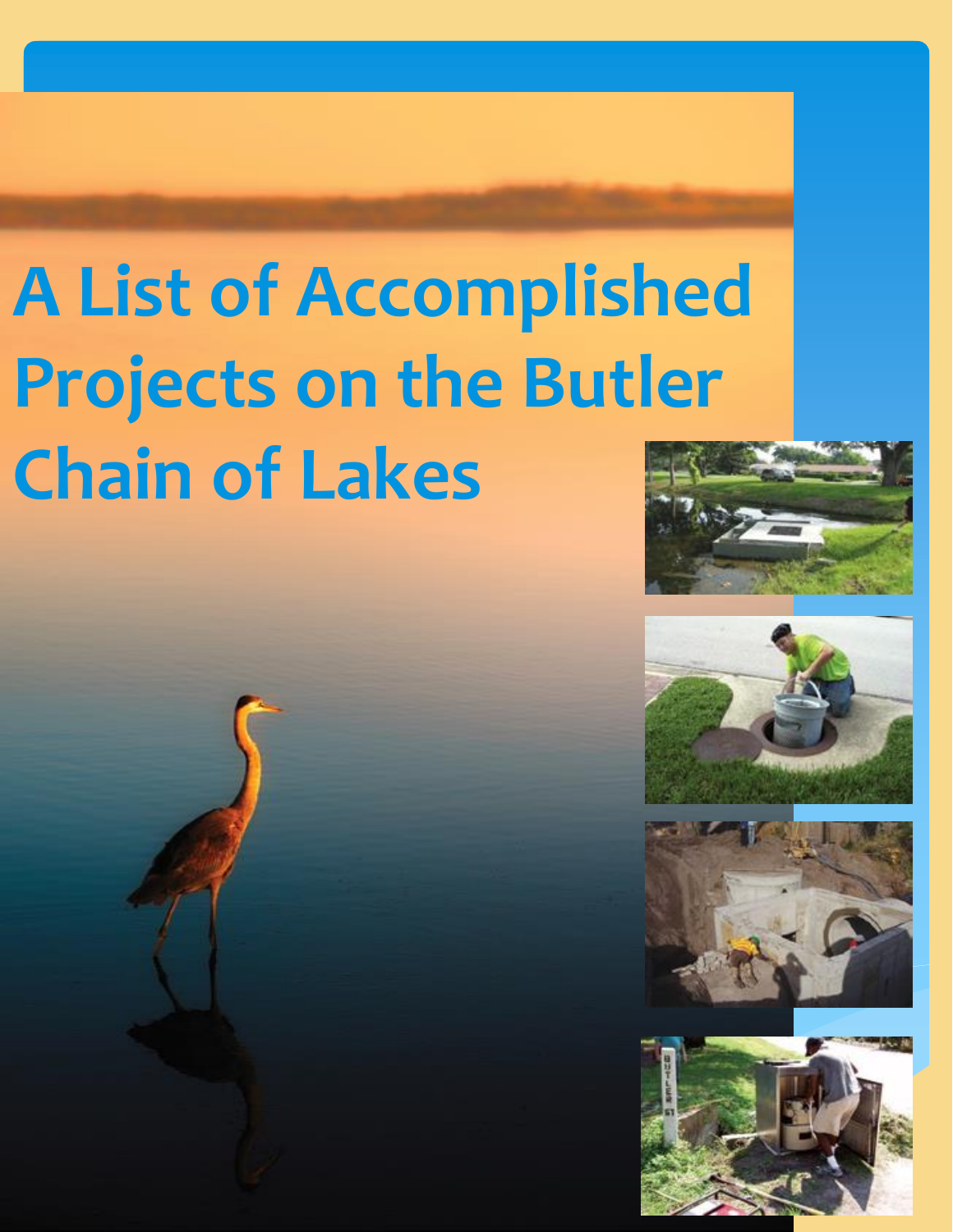# A List of Accomplished Projects on the Butler Chain of Lakes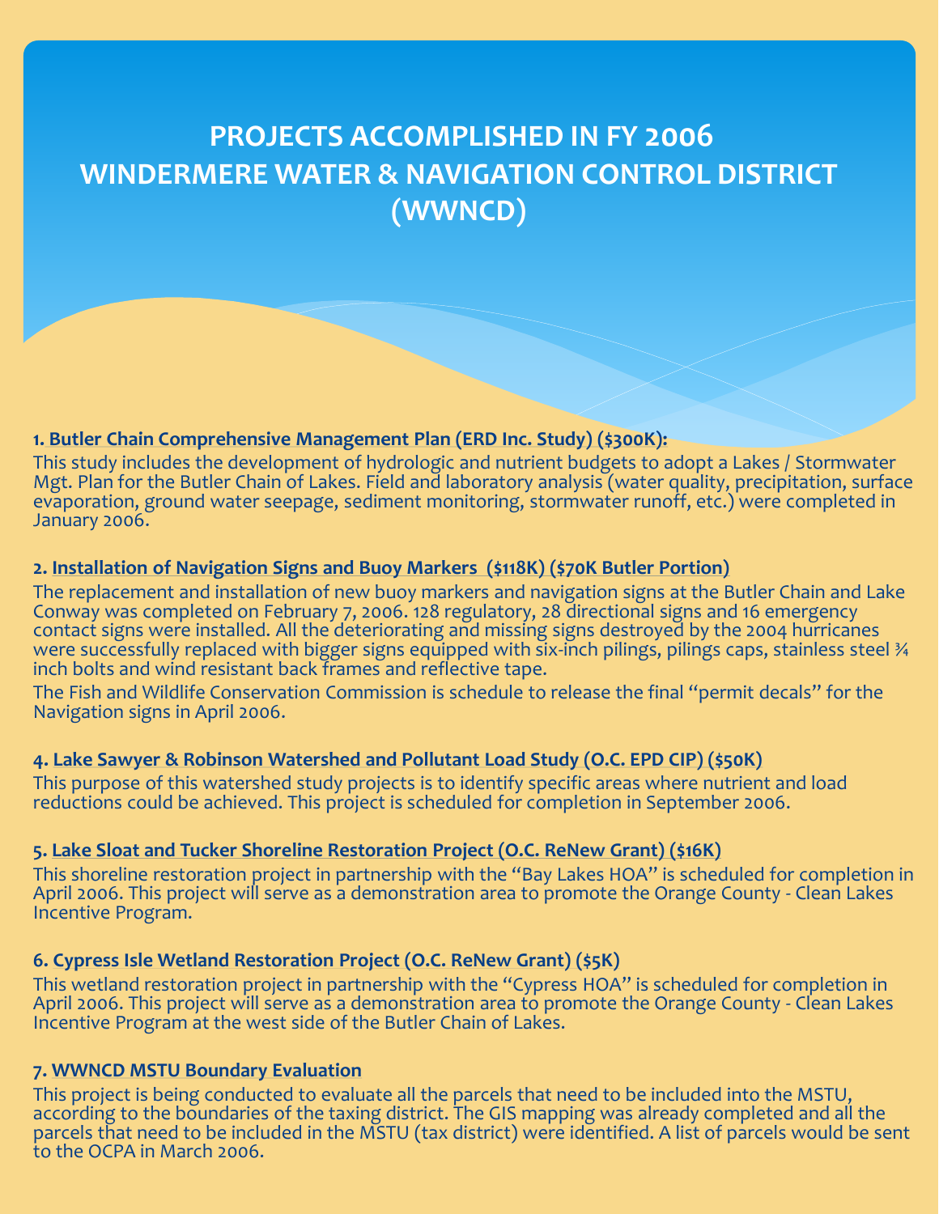# PROJECTS ACCOMPLISHED IN FY 2006
# WINDERMERE WATER & NAVIGATION CONTROL DISTRICT (WWNCD)

**1. Butler Chain Comprehensive Management Plan (ERD Inc. Study) ($300K):**

This study includes the development of hydrologic and nutrient budgets to adopt a Lakes / Stormwater Mgt. Plan for the Butler Chain of Lakes. Field and laboratory analysis (water quality, precipitation, surface evaporation, ground water seepage, sediment monitoring, stormwater runoff, etc.) were completed in January 2006.

**2. Installation of Navigation Signs and Buoy Markers ($118K) ($70K Butler Portion)**

The replacement and installation of new buoy markers and navigation signs at the Butler Chain and Lake Conway was completed on February 7, 2006. 128 regulatory, 28 directional signs and 16 emergency contact signs were installed. All the deteriorating and missing signs destroyed by the 2004 hurricanes were successfully replaced with bigger signs equipped with six-inch pilings, pilings caps, stainless steel ¾ inch bolts and wind resistant back frames and reflective tape.

The Fish and Wildlife Conservation Commission is schedule to release the final "permit decals" for the Navigation signs in April 2006.

**4. Lake Sawyer & Robinson Watershed and Pollutant Load Study (O.C. EPD CIP) ($50K)**

This purpose of this watershed study projects is to identify specific areas where nutrient and load reductions could be achieved. This project is scheduled for completion in September 2006.

**5. Lake Sloat and Tucker Shoreline Restoration Project (O.C. ReNew Grant) ($16K)**

This shoreline restoration project in partnership with the "Bay Lakes HOA" is scheduled for completion in April 2006. This project will serve as a demonstration area to promote the Orange County - Clean Lakes Incentive Program.

**6. Cypress Isle Wetland Restoration Project (O.C. ReNew Grant) ($5K)**

This wetland restoration project in partnership with the "Cypress HOA" is scheduled for completion in April 2006. This project will serve as a demonstration area to promote the Orange County - Clean Lakes Incentive Program at the west side of the Butler Chain of Lakes.

**7. WWNCD MSTU Boundary Evaluation**

This project is being conducted to evaluate all the parcels that need to be included into the MSTU, according to the boundaries of the taxing district. The GIS mapping was already completed and all the parcels that need to be included in the MSTU (tax district) were identified. A list of parcels would be sent to the OCPA in March 2006.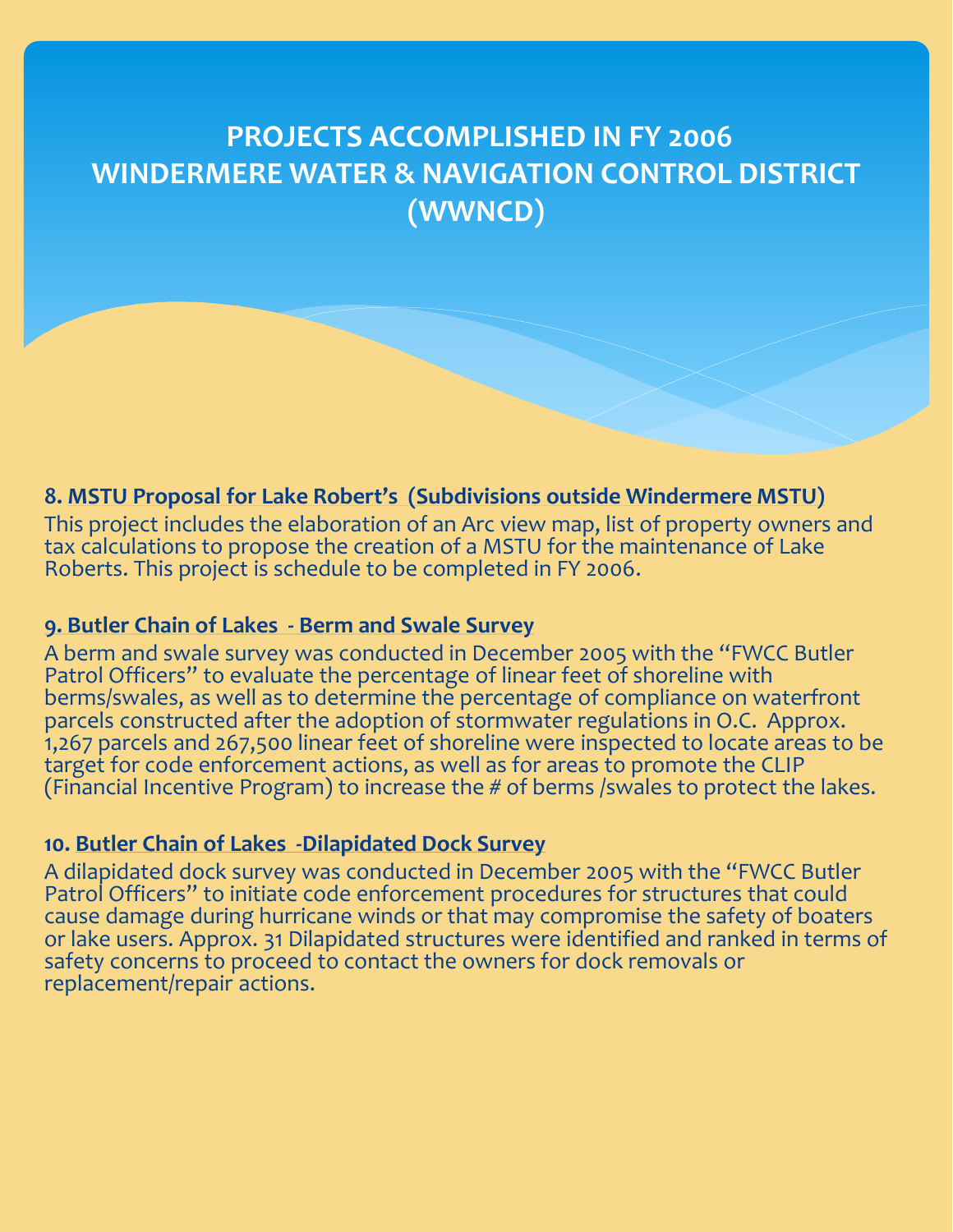# PROJECTS ACCOMPLISHED IN FY 2006
# WINDERMERE WATER & NAVIGATION CONTROL DISTRICT (WWNCD)

### 8. MSTU Proposal for Lake Robert's (Subdivisions outside Windermere MSTU)

This project includes the elaboration of an Arc view map, list of property owners and tax calculations to propose the creation of a MSTU for the maintenance of Lake Roberts. This project is schedule to be completed in FY 2006.

### 9. Butler Chain of Lakes - Berm and Swale Survey

A berm and swale survey was conducted in December 2005 with the "FWCC Butler Patrol Officers" to evaluate the percentage of linear feet of shoreline with berms/swales, as well as to determine the percentage of compliance on waterfront parcels constructed after the adoption of stormwater regulations in O.C. Approx. 1,267 parcels and 267,500 linear feet of shoreline were inspected to locate areas to be target for code enforcement actions, as well as for areas to promote the CLIP (Financial Incentive Program) to increase the # of berms /swales to protect the lakes.

### 10. Butler Chain of Lakes -Dilapidated Dock Survey

A dilapidated dock survey was conducted in December 2005 with the "FWCC Butler Patrol Officers" to initiate code enforcement procedures for structures that could cause damage during hurricane winds or that may compromise the safety of boaters or lake users. Approx. 31 Dilapidated structures were identified and ranked in terms of safety concerns to proceed to contact the owners for dock removals or replacement/repair actions.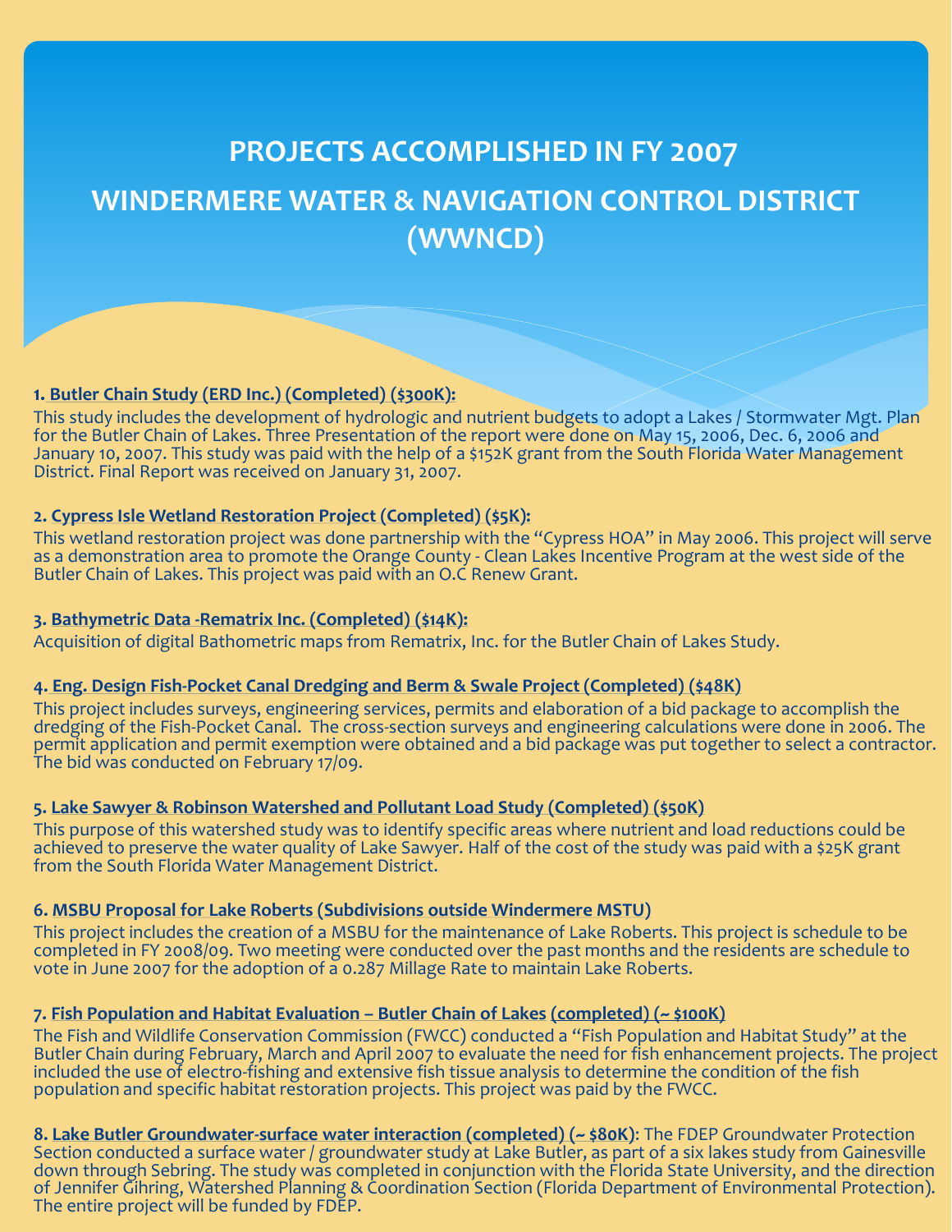# PROJECTS ACCOMPLISHED IN FY 2007

## WINDERMERE WATER & NAVIGATION CONTROL DISTRICT (WWNCD)

**1. Butler Chain Study (ERD Inc.) (Completed) ($300K):**
This study includes the development of hydrologic and nutrient budgets to adopt a Lakes / Stormwater Mgt. Plan for the Butler Chain of Lakes. Three Presentation of the report were done on May 15, 2006, Dec. 6, 2006 and January 10, 2007. This study was paid with the help of a $152K grant from the South Florida Water Management District. Final Report was received on January 31, 2007.

**2. Cypress Isle Wetland Restoration Project (Completed) ($5K):**
This wetland restoration project was done partnership with the "Cypress HOA" in May 2006. This project will serve as a demonstration area to promote the Orange County - Clean Lakes Incentive Program at the west side of the Butler Chain of Lakes. This project was paid with an O.C Renew Grant.

**3. Bathymetric Data -Rematrix Inc. (Completed) ($14K):**
Acquisition of digital Bathometric maps from Rematrix, Inc. for the Butler Chain of Lakes Study.

**4. Eng. Design Fish-Pocket Canal Dredging and Berm & Swale Project (Completed) ($48K)**
This project includes surveys, engineering services, permits and elaboration of a bid package to accomplish the dredging of the Fish-Pocket Canal. The cross-section surveys and engineering calculations were done in 2006. The permit application and permit exemption were obtained and a bid package was put together to select a contractor. The bid was conducted on February 17/09.

**5. Lake Sawyer & Robinson Watershed and Pollutant Load Study (Completed) ($50K)**
This purpose of this watershed study was to identify specific areas where nutrient and load reductions could be achieved to preserve the water quality of Lake Sawyer. Half of the cost of the study was paid with a $25K grant from the South Florida Water Management District.

**6. MSBU Proposal for Lake Roberts (Subdivisions outside Windermere MSTU)**
This project includes the creation of a MSBU for the maintenance of Lake Roberts. This project is schedule to be completed in FY 2008/09. Two meeting were conducted over the past months and the residents are schedule to vote in June 2007 for the adoption of a 0.287 Millage Rate to maintain Lake Roberts.

**7. Fish Population and Habitat Evaluation – Butler Chain of Lakes (completed) (~ $100K)**
The Fish and Wildlife Conservation Commission (FWCC) conducted a "Fish Population and Habitat Study" at the Butler Chain during February, March and April 2007 to evaluate the need for fish enhancement projects. The project included the use of electro-fishing and extensive fish tissue analysis to determine the condition of the fish population and specific habitat restoration projects. This project was paid by the FWCC.

**8. Lake Butler Groundwater-surface water interaction (completed) (~ $80K)**: The FDEP Groundwater Protection Section conducted a surface water / groundwater study at Lake Butler, as part of a six lakes study from Gainesville down through Sebring. The study was completed in conjunction with the Florida State University, and the direction of Jennifer Gihring, Watershed Planning & Coordination Section (Florida Department of Environmental Protection). The entire project will be funded by FDEP.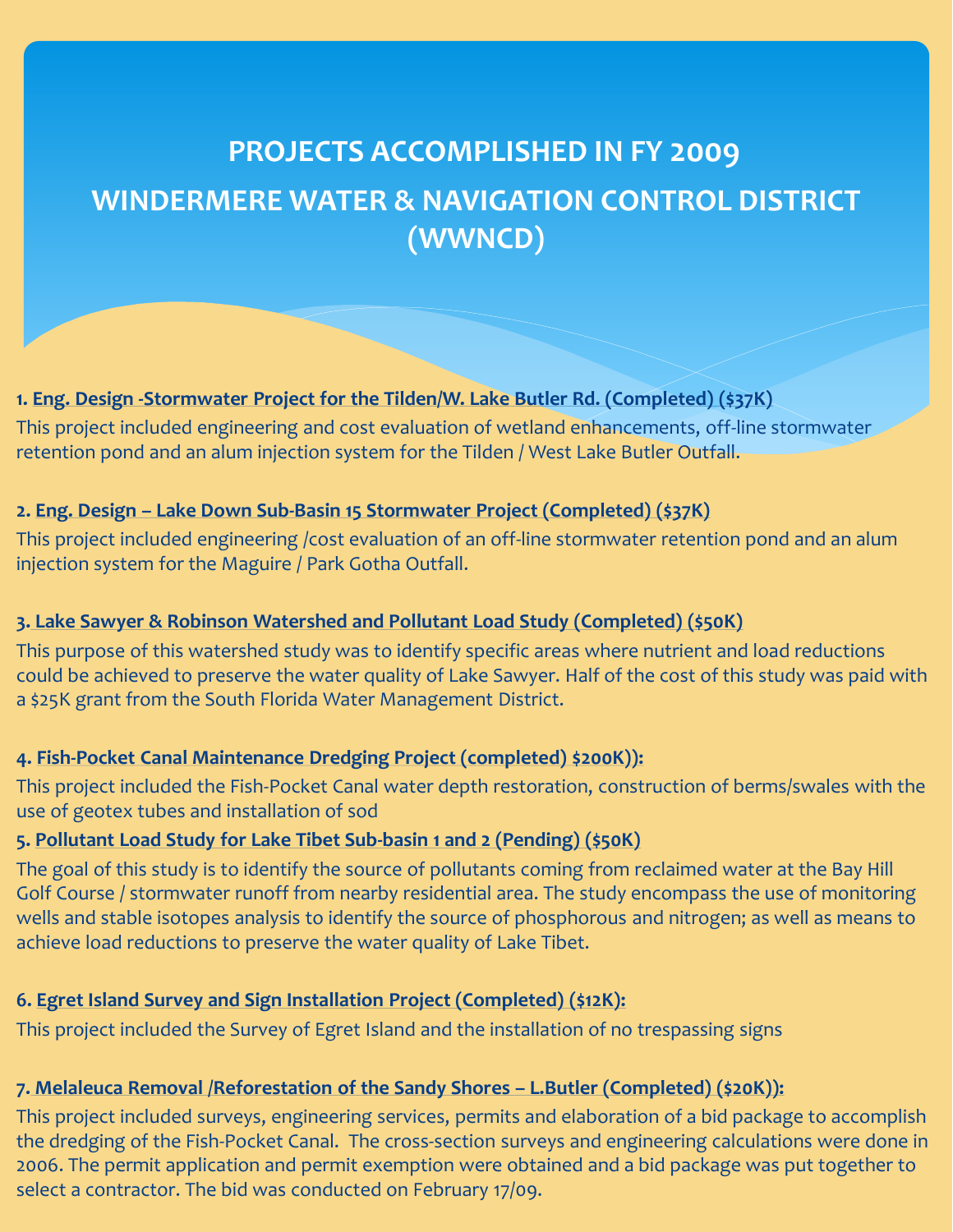# PROJECTS ACCOMPLISHED IN FY 2009

## WINDERMERE WATER & NAVIGATION CONTROL DISTRICT (WWNCD)

**1. Eng. Design -Stormwater Project for the Tilden/W. Lake Butler Rd. (Completed) ($37K)**

This project included engineering and cost evaluation of wetland enhancements, off-line stormwater retention pond and an alum injection system for the Tilden / West Lake Butler Outfall.

**2. Eng. Design – Lake Down Sub-Basin 15 Stormwater Project (Completed) ($37K)**

This project included engineering /cost evaluation of an off-line stormwater retention pond and an alum injection system for the Maguire / Park Gotha Outfall.

**3. Lake Sawyer & Robinson Watershed and Pollutant Load Study (Completed) ($50K)**

This purpose of this watershed study was to identify specific areas where nutrient and load reductions could be achieved to preserve the water quality of Lake Sawyer. Half of the cost of this study was paid with a $25K grant from the South Florida Water Management District.

**4. Fish-Pocket Canal Maintenance Dredging Project (completed) $200K)):**

This project included the Fish-Pocket Canal water depth restoration, construction of berms/swales with the use of geotex tubes and installation of sod

**5. Pollutant Load Study for Lake Tibet Sub-basin 1 and 2 (Pending) ($50K)**

The goal of this study is to identify the source of pollutants coming from reclaimed water at the Bay Hill Golf Course / stormwater runoff from nearby residential area. The study encompass the use of monitoring wells and stable isotopes analysis to identify the source of phosphorous and nitrogen; as well as means to achieve load reductions to preserve the water quality of Lake Tibet.

**6. Egret Island Survey and Sign Installation Project (Completed) ($12K):**

This project included the Survey of Egret Island and the installation of no trespassing signs

**7. Melaleuca Removal /Reforestation of the Sandy Shores – L.Butler (Completed) ($20K)):**

This project included surveys, engineering services, permits and elaboration of a bid package to accomplish the dredging of the Fish-Pocket Canal. The cross-section surveys and engineering calculations were done in 2006. The permit application and permit exemption were obtained and a bid package was put together to select a contractor. The bid was conducted on February 17/09.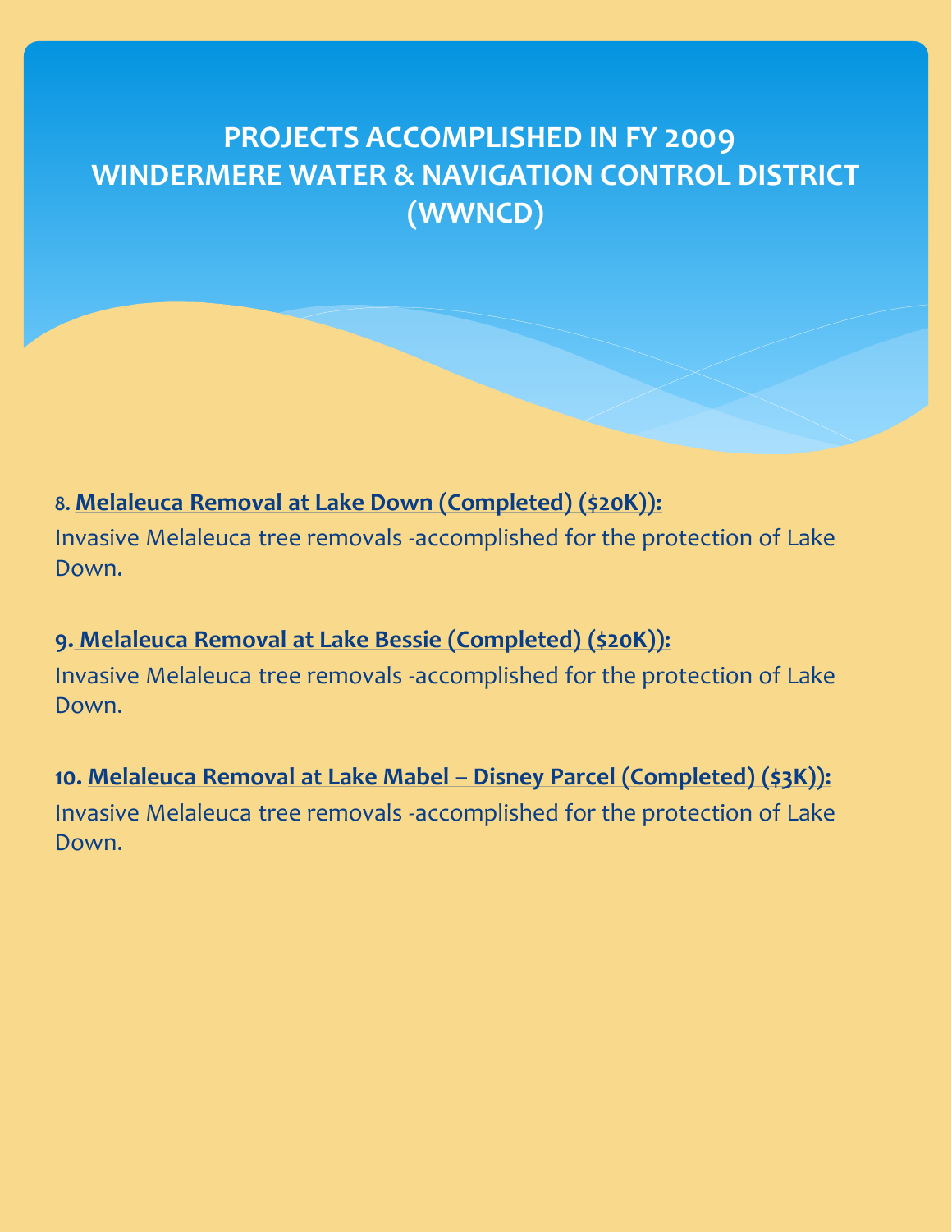# PROJECTS ACCOMPLISHED IN FY 2009
# WINDERMERE WATER & NAVIGATION CONTROL DISTRICT (WWNCD)

8. **Melaleuca Removal at Lake Down (Completed) ($20K)):**
Invasive Melaleuca tree removals -accomplished for the protection of Lake Down.

9. **Melaleuca Removal at Lake Bessie (Completed) ($20K)):**
Invasive Melaleuca tree removals -accomplished for the protection of Lake Down.

10. **Melaleuca Removal at Lake Mabel – Disney Parcel (Completed) ($3K)):**
Invasive Melaleuca tree removals -accomplished for the protection of Lake Down.